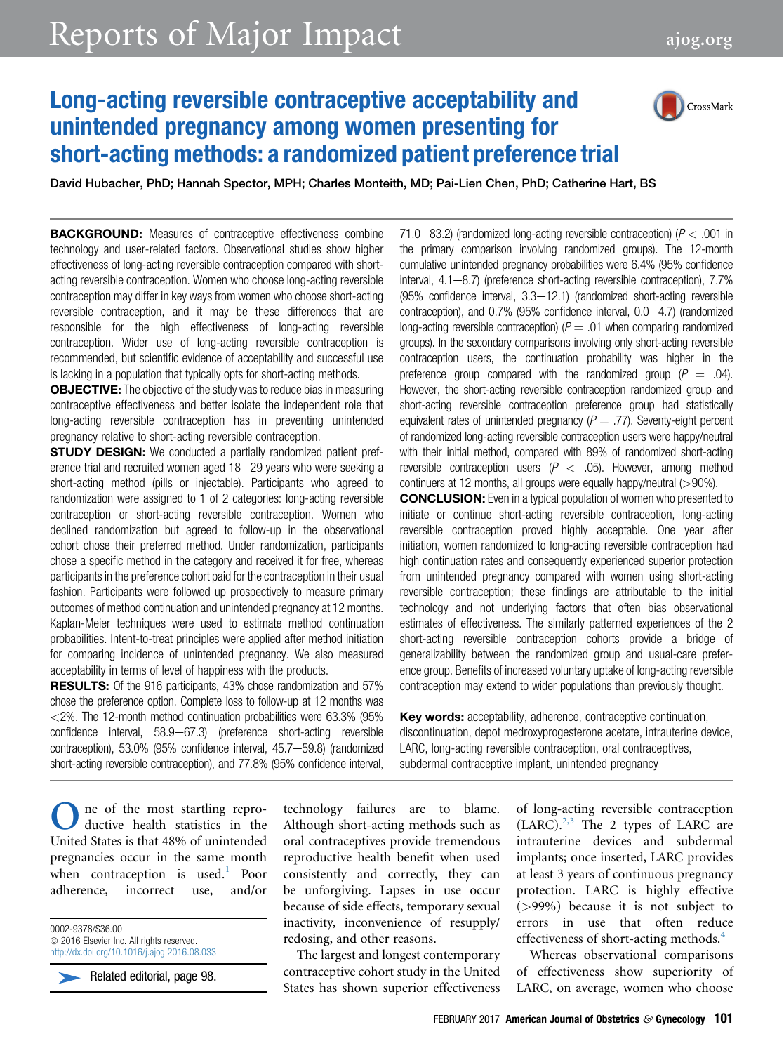# Long-acting reversible contraceptive acceptability and unintended pregnancy among women presenting for short-acting methods: a randomized patient preference trial

David Hubacher, PhD; Hannah Spector, MPH; Charles Monteith, MD; Pai-Lien Chen, PhD; Catherine Hart, BS

**BACKGROUND:** Measures of contraceptive effectiveness combine technology and user-related factors. Observational studies show higher effectiveness of long-acting reversible contraception compared with short-acting reversible contraception. Women who choose long-acting reversible contraception may differ in key ways from women who choose short-acting reversible contraception, and it may be these differences that are responsible for the high effectiveness of long-acting reversible contraception. Wider use of long-acting reversible contraception is recommended, but scientific evidence of acceptability and successful use is lacking in a population that typically opts for short-acting methods.

**OBJECTIVE:** The objective of the study was to reduce bias in measuring contraceptive effectiveness and better isolate the independent role that long-acting reversible contraception has in preventing unintended pregnancy relative to short-acting reversible contraception.

**STUDY DESIGN:** We conducted a partially randomized patient preference trial and recruited women aged 18–29 years who were seeking a short-acting method (pills or injectable). Participants who agreed to randomization were assigned to 1 of 2 categories: long-acting reversible contraception or short-acting reversible contraception. Women who declined randomization but agreed to follow-up in the observational cohort chose their preferred method. Under randomization, participants chose a specific method in the category and received it for free, whereas participants in the preference cohort paid for the contraception in their usual fashion. Participants were followed up prospectively to measure primary outcomes of method continuation and unintended pregnancy at 12 months. Kaplan-Meier techniques were used to estimate method continuation probabilities. Intent-to-treat principles were applied after method initiation for comparing incidence of unintended pregnancy. We also measured acceptability in terms of level of happiness with the products.

**RESULTS:** Of the 916 participants, 43% chose randomization and 57% chose the preference option. Complete loss to follow-up at 12 months was <2%. The 12-month method continuation probabilities were 63.3% (95% confidence interval, 58.9–67.3) (preference short-acting reversible contraception), 53.0% (95% confidence interval, 45.7–59.8) (randomized short-acting reversible contraception), and 77.8% (95% confidence interval, 71.0–83.2) (randomized long-acting reversible contraception) ($P < .001$ in the primary comparison involving randomized groups). The 12-month cumulative unintended pregnancy probabilities were 6.4% (95% confidence interval, 4.1–8.7) (preference short-acting reversible contraception), 7.7% (95% confidence interval, 3.3–12.1) (randomized short-acting reversible contraception), and 0.7% (95% confidence interval, 0.0–4.7) (randomized long-acting reversible contraception) ($P = .01$ when comparing randomized groups). In the secondary comparisons involving only short-acting reversible contraception users, the continuation probability was higher in the preference group compared with the randomized group ($P = .04$). However, the short-acting reversible contraception randomized group and short-acting reversible contraception preference group had statistically equivalent rates of unintended pregnancy ($P = .77$). Seventy-eight percent of randomized long-acting reversible contraception users were happy/neutral with their initial method, compared with 89% of randomized short-acting reversible contraception users ($P < .05$). However, among method continuers at 12 months, all groups were equally happy/neutral (>90%).

**CONCLUSION:** Even in a typical population of women who presented to initiate or continue short-acting reversible contraception, long-acting reversible contraception proved highly acceptable. One year after initiation, women randomized to long-acting reversible contraception had high continuation rates and consequently experienced superior protection from unintended pregnancy compared with women using short-acting reversible contraception; these findings are attributable to the initial technology and not underlying factors that often bias observational estimates of effectiveness. The similarly patterned experiences of the 2 short-acting reversible contraception cohorts provide a bridge of generalizability between the randomized group and usual-care preference group. Benefits of increased voluntary uptake of long-acting reversible contraception may extend to wider populations than previously thought.

**Key words:** acceptability, adherence, contraceptive continuation, discontinuation, depot medroxyprogesterone acetate, intrauterine device, LARC, long-acting reversible contraception, oral contraceptives, subdermal contraceptive implant, unintended pregnancy

One of the most startling reproductive health statistics in the United States is that 48% of unintended pregnancies occur in the same month when contraception is used.[1] Poor adherence, incorrect use, and/or technology failures are to blame. Although short-acting methods such as oral contraceptives provide tremendous reproductive health benefit when used consistently and correctly, they can be unforgiving. Lapses in use occur because of side effects, temporary sexual inactivity, inconvenience of resupply/redosing, and other reasons.

The largest and longest contemporary contraceptive cohort study in the United States has shown superior effectiveness of long-acting reversible contraception (LARC).[2,3] The 2 types of LARC are intrauterine devices and subdermal implants; once inserted, LARC provides at least 3 years of continuous pregnancy protection. LARC is highly effective (>99%) because it is not subject to errors in use that often reduce effectiveness of short-acting methods.[4]

Whereas observational comparisons of effectiveness show superiority of LARC, on average, women who choose

0002-9378/$36.00
© 2016 Elsevier Inc. All rights reserved.
http://dx.doi.org/10.1016/j.ajog.2016.08.033

Related editorial, page 98.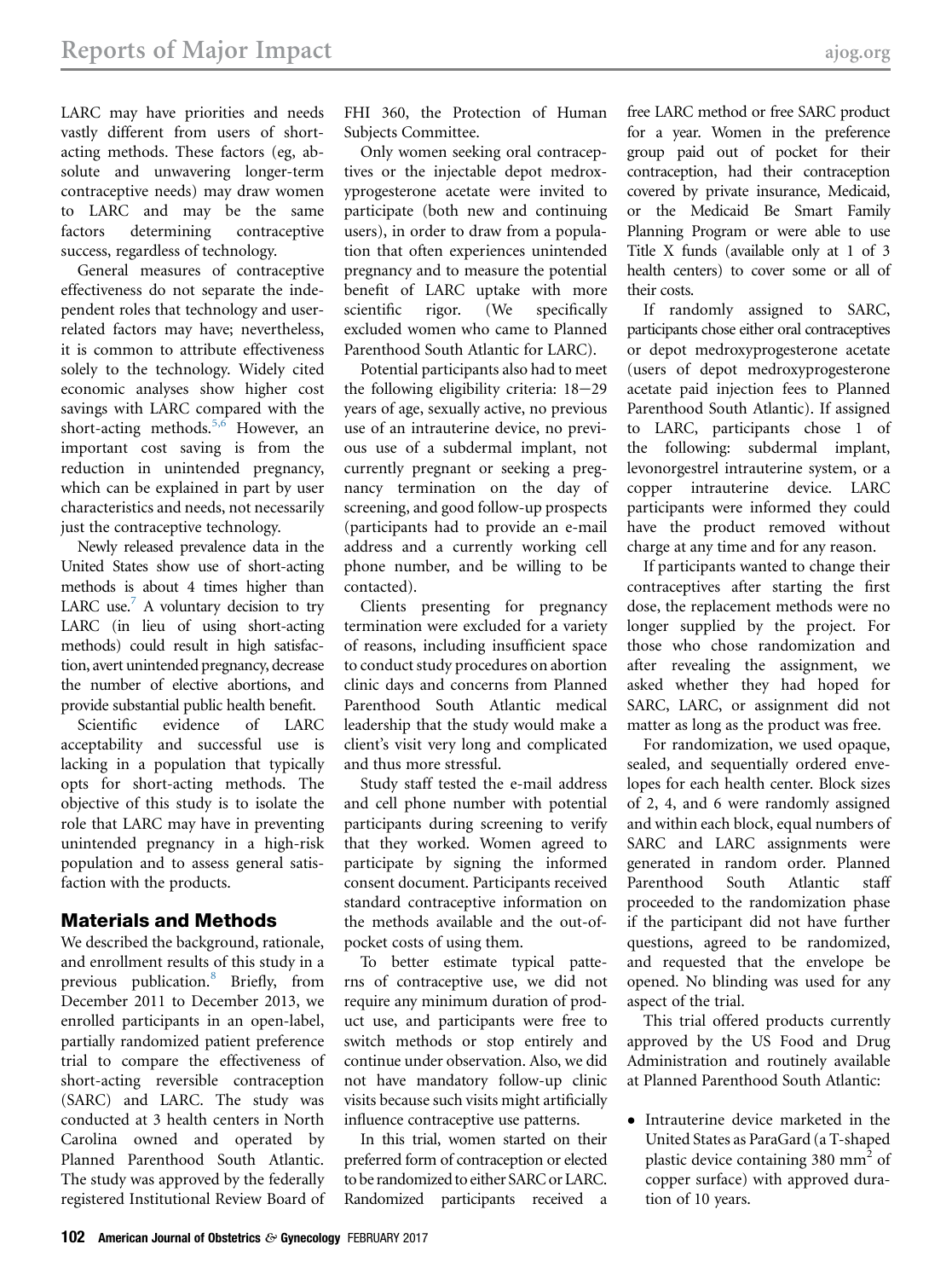LARC may have priorities and needs vastly different from users of short-acting methods. These factors (eg, absolute and unwavering longer-term contraceptive needs) may draw women to LARC and may be the same factors determining contraceptive success, regardless of technology.

General measures of contraceptive effectiveness do not separate the independent roles that technology and user-related factors may have; nevertheless, it is common to attribute effectiveness solely to the technology. Widely cited economic analyses show higher cost savings with LARC compared with the short-acting methods.[5,6] However, an important cost saving is from the reduction in unintended pregnancy, which can be explained in part by user characteristics and needs, not necessarily just the contraceptive technology.

Newly released prevalence data in the United States show use of short-acting methods is about 4 times higher than LARC use.[7] A voluntary decision to try LARC (in lieu of using short-acting methods) could result in high satisfaction, avert unintended pregnancy, decrease the number of elective abortions, and provide substantial public health benefit.

Scientific evidence of LARC acceptability and successful use is lacking in a population that typically opts for short-acting methods. The objective of this study is to isolate the role that LARC may have in preventing unintended pregnancy in a high-risk population and to assess general satisfaction with the products.

## Materials and Methods

We described the background, rationale, and enrollment results of this study in a previous publication.[8] Briefly, from December 2011 to December 2013, we enrolled participants in an open-label, partially randomized patient preference trial to compare the effectiveness of short-acting reversible contraception (SARC) and LARC. The study was conducted at 3 health centers in North Carolina owned and operated by Planned Parenthood South Atlantic. The study was approved by the federally registered Institutional Review Board of FHI 360, the Protection of Human Subjects Committee.

Only women seeking oral contraceptives or the injectable depot medroxyprogesterone acetate were invited to participate (both new and continuing users), in order to draw from a population that often experiences unintended pregnancy and to measure the potential benefit of LARC uptake with more scientific rigor. (We specifically excluded women who came to Planned Parenthood South Atlantic for LARC).

Potential participants also had to meet the following eligibility criteria: 18–29 years of age, sexually active, no previous use of an intrauterine device, no previous use of a subdermal implant, not currently pregnant or seeking a pregnancy termination on the day of screening, and good follow-up prospects (participants had to provide an e-mail address and a currently working cell phone number, and be willing to be contacted).

Clients presenting for pregnancy termination were excluded for a variety of reasons, including insufficient space to conduct study procedures on abortion clinic days and concerns from Planned Parenthood South Atlantic medical leadership that the study would make a client's visit very long and complicated and thus more stressful.

Study staff tested the e-mail address and cell phone number with potential participants during screening to verify that they worked. Women agreed to participate by signing the informed consent document. Participants received standard contraceptive information on the methods available and the out-of-pocket costs of using them.

To better estimate typical patterns of contraceptive use, we did not require any minimum duration of product use, and participants were free to switch methods or stop entirely and continue under observation. Also, we did not have mandatory follow-up clinic visits because such visits might artificially influence contraceptive use patterns.

In this trial, women started on their preferred form of contraception or elected to be randomized to either SARC or LARC. Randomized participants received a free LARC method or free SARC product for a year. Women in the preference group paid out of pocket for their contraception, had their contraception covered by private insurance, Medicaid, or the Medicaid Be Smart Family Planning Program or were able to use Title X funds (available only at 1 of 3 health centers) to cover some or all of their costs.

If randomly assigned to SARC, participants chose either oral contraceptives or depot medroxyprogesterone acetate (users of depot medroxyprogesterone acetate paid injection fees to Planned Parenthood South Atlantic). If assigned to LARC, participants chose 1 of the following: subdermal implant, levonorgestrel intrauterine system, or a copper intrauterine device. LARC participants were informed they could have the product removed without charge at any time and for any reason.

If participants wanted to change their contraceptives after starting the first dose, the replacement methods were no longer supplied by the project. For those who chose randomization and after revealing the assignment, we asked whether they had hoped for SARC, LARC, or assignment did not matter as long as the product was free.

For randomization, we used opaque, sealed, and sequentially ordered envelopes for each health center. Block sizes of 2, 4, and 6 were randomly assigned and within each block, equal numbers of SARC and LARC assignments were generated in random order. Planned Parenthood South Atlantic staff proceeded to the randomization phase if the participant did not have further questions, agreed to be randomized, and requested that the envelope be opened. No blinding was used for any aspect of the trial.

This trial offered products currently approved by the US Food and Drug Administration and routinely available at Planned Parenthood South Atlantic:

- Intrauterine device marketed in the United States as ParaGard (a T-shaped plastic device containing 380 $mm^2$ of copper surface) with approved duration of 10 years.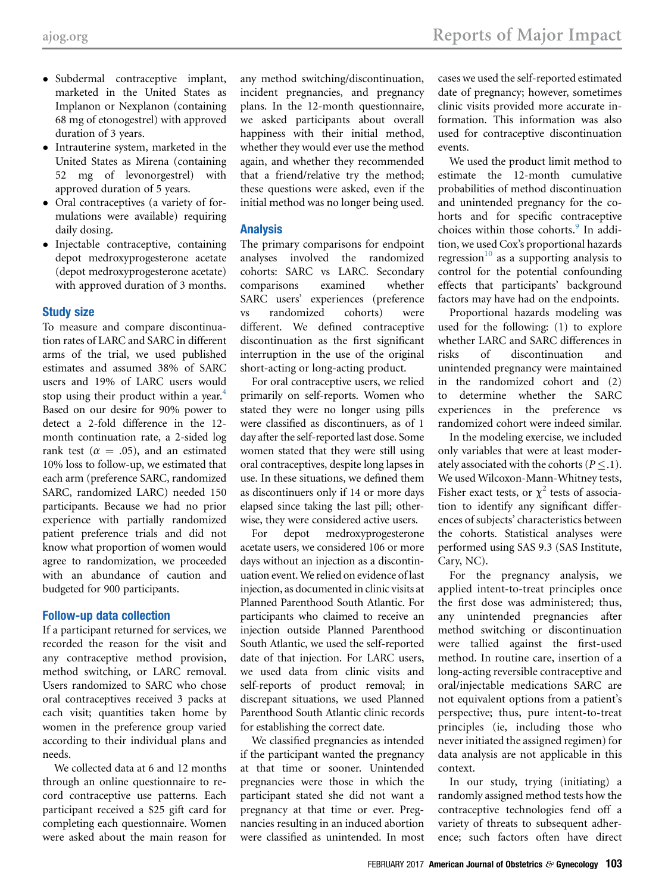- Subdermal contraceptive implant, marketed in the United States as Implanon or Nexplanon (containing 68 mg of etonogestrel) with approved duration of 3 years.
- Intrauterine system, marketed in the United States as Mirena (containing 52 mg of levonorgestrel) with approved duration of 5 years.
- Oral contraceptives (a variety of formulations were available) requiring daily dosing.
- Injectable contraceptive, containing depot medroxyprogesterone acetate (depot medroxyprogesterone acetate) with approved duration of 3 months.

### Study size

To measure and compare discontinuation rates of LARC and SARC in different arms of the trial, we used published estimates and assumed 38% of SARC users and 19% of LARC users would stop using their product within a year.[4] Based on our desire for 90% power to detect a 2-fold difference in the 12-month continuation rate, a 2-sided log rank test ($\alpha = .05$), and an estimated 10% loss to follow-up, we estimated that each arm (preference SARC, randomized SARC, randomized LARC) needed 150 participants. Because we had no prior experience with partially randomized patient preference trials and did not know what proportion of women would agree to randomization, we proceeded with an abundance of caution and budgeted for 900 participants.

### Follow-up data collection

If a participant returned for services, we recorded the reason for the visit and any contraceptive method provision, method switching, or LARC removal. Users randomized to SARC who chose oral contraceptives received 3 packs at each visit; quantities taken home by women in the preference group varied according to their individual plans and needs.

We collected data at 6 and 12 months through an online questionnaire to record contraceptive use patterns. Each participant received a $25 gift card for completing each questionnaire. Women were asked about the main reason for any method switching/discontinuation, incident pregnancies, and pregnancy plans. In the 12-month questionnaire, we asked participants about overall happiness with their initial method, whether they would ever use the method again, and whether they recommended that a friend/relative try the method; these questions were asked, even if the initial method was no longer being used.

### Analysis

The primary comparisons for endpoint analyses involved the randomized cohorts: SARC vs LARC. Secondary comparisons examined whether SARC users' experiences (preference vs randomized cohorts) were different. We defined contraceptive discontinuation as the first significant interruption in the use of the original short-acting or long-acting product.

For oral contraceptive users, we relied primarily on self-reports. Women who stated they were no longer using pills were classified as discontinuers, as of 1 day after the self-reported last dose. Some women stated that they were still using oral contraceptives, despite long lapses in use. In these situations, we defined them as discontinuers only if 14 or more days elapsed since taking the last pill; otherwise, they were considered active users.

For depot medroxyprogesterone acetate users, we considered 106 or more days without an injection as a discontinuation event. We relied on evidence of last injection, as documented in clinic visits at Planned Parenthood South Atlantic. For participants who claimed to receive an injection outside Planned Parenthood South Atlantic, we used the self-reported date of that injection. For LARC users, we used data from clinic visits and self-reports of product removal; in discrepant situations, we used Planned Parenthood South Atlantic clinic records for establishing the correct date.

We classified pregnancies as intended if the participant wanted the pregnancy at that time or sooner. Unintended pregnancies were those in which the participant stated she did not want a pregnancy at that time or ever. Pregnancies resulting in an induced abortion were classified as unintended. In most cases we used the self-reported estimated date of pregnancy; however, sometimes clinic visits provided more accurate information. This information was also used for contraceptive discontinuation events.

We used the product limit method to estimate the 12-month cumulative probabilities of method discontinuation and unintended pregnancy for the cohorts and for specific contraceptive choices within those cohorts.[9] In addition, we used Cox's proportional hazards regression[10] as a supporting analysis to control for the potential confounding effects that participants' background factors may have had on the endpoints.

Proportional hazards modeling was used for the following: (1) to explore whether LARC and SARC differences in risks of discontinuation and unintended pregnancy were maintained in the randomized cohort and (2) to determine whether the SARC experiences in the preference vs randomized cohort were indeed similar.

In the modeling exercise, we included only variables that were at least moderately associated with the cohorts ($P \leq .1$). We used Wilcoxon-Mann-Whitney tests, Fisher exact tests, or $\chi^2$ tests of association to identify any significant differences of subjects' characteristics between the cohorts. Statistical analyses were performed using SAS 9.3 (SAS Institute, Cary, NC).

For the pregnancy analysis, we applied intent-to-treat principles once the first dose was administered; thus, any unintended pregnancies after method switching or discontinuation were tallied against the first-used method. In routine care, insertion of a long-acting reversible contraceptive and oral/injectable medications SARC are not equivalent options from a patient's perspective; thus, pure intent-to-treat principles (ie, including those who never initiated the assigned regimen) for data analysis are not applicable in this context.

In our study, trying (initiating) a randomly assigned method tests how the contraceptive technologies fend off a variety of threats to subsequent adherence; such factors often have direct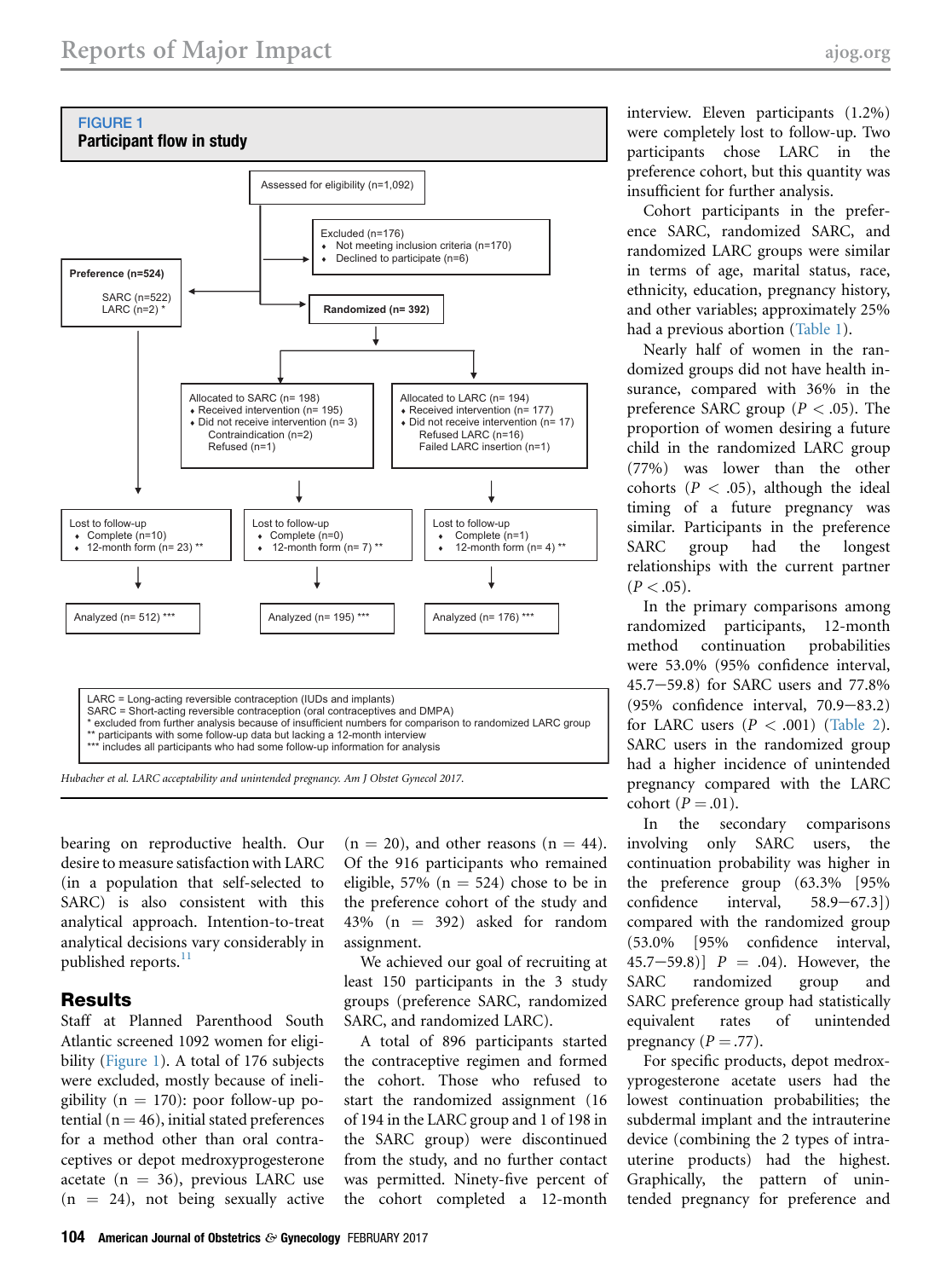**FIGURE 1**
**Participant flow in study**

Assessed for eligibility (n=1,092)

Excluded (n=176)
- Not meeting inclusion criteria (n=170)
- Declined to participate (n=6)

Preference (n=524)
SARC (n=522)
LARC (n=2) *

Randomized (n= 392)

Allocated to SARC (n= 198)
- Received intervention (n= 195)
- Did not receive intervention (n= 3)
  Contraindication (n=2)
  Refused (n=1)

Allocated to LARC (n= 194)
- Received intervention (n= 177)
- Did not receive intervention (n= 17)
  Refused LARC (n=16)
  Failed LARC insertion (n=1)

Lost to follow-up (Preference)
- Complete (n=10)
- 12-month form (n= 23) **

Lost to follow-up (SARC)
- Complete (n=0)
- 12-month form (n= 7) **

Lost to follow-up (LARC)
- Complete (n=1)
- 12-month form (n= 4) **

Analyzed (n= 512) ***

Analyzed (n= 195) ***

Analyzed (n= 176) ***

LARC = Long-acting reversible contraception (IUDs and implants)
SARC = Short-acting reversible contraception (oral contraceptives and DMPA)
* excluded from further analysis because of insufficient numbers for comparison to randomized LARC group
** participants with some follow-up data but lacking a 12-month interview
*** includes all participants who had some follow-up information for analysis

*Hubacher et al. LARC acceptability and unintended pregnancy. Am J Obstet Gynecol 2017.*

bearing on reproductive health. Our desire to measure satisfaction with LARC (in a population that self-selected to SARC) is also consistent with this analytical approach. Intention-to-treat analytical decisions vary considerably in published reports.[11]

## Results

Staff at Planned Parenthood South Atlantic screened 1092 women for eligibility (Figure 1). A total of 176 subjects were excluded, mostly because of ineligibility (n = 170): poor follow-up potential (n = 46), initial stated preferences for a method other than oral contraceptives or depot medroxyprogesterone acetate (n = 36), previous LARC use (n = 24), not being sexually active (n = 20), and other reasons (n = 44). Of the 916 participants who remained eligible, 57% (n = 524) chose to be in the preference cohort of the study and 43% (n = 392) asked for random assignment.

We achieved our goal of recruiting at least 150 participants in the 3 study groups (preference SARC, randomized SARC, and randomized LARC).

A total of 896 participants started the contraceptive regimen and formed the cohort. Those who refused to start the randomized assignment (16 of 194 in the LARC group and 1 of 198 in the SARC group) were discontinued from the study, and no further contact was permitted. Ninety-five percent of the cohort completed a 12-month interview. Eleven participants (1.2%) were completely lost to follow-up. Two participants chose LARC in the preference cohort, but this quantity was insufficient for further analysis.

Cohort participants in the preference SARC, randomized SARC, and randomized LARC groups were similar in terms of age, marital status, race, ethnicity, education, pregnancy history, and other variables; approximately 25% had a previous abortion (Table 1).

Nearly half of women in the randomized groups did not have health insurance, compared with 36% in the preference SARC group ($P < .05$). The proportion of women desiring a future child in the randomized LARC group (77%) was lower than the other cohorts ($P < .05$), although the ideal timing of a future pregnancy was similar. Participants in the preference SARC group had the longest relationships with the current partner ($P < .05$).

In the primary comparisons among randomized participants, 12-month method continuation probabilities were 53.0% (95% confidence interval, 45.7−59.8) for SARC users and 77.8% (95% confidence interval, 70.9−83.2) for LARC users ($P < .001$) (Table 2). SARC users in the randomized group had a higher incidence of unintended pregnancy compared with the LARC cohort ($P = .01$).

In the secondary comparisons involving only SARC users, the continuation probability was higher in the preference group (63.3% [95% confidence interval, 58.9−67.3]) compared with the randomized group (53.0% [95% confidence interval, 45.7−59.8)] $P = .04$). However, the SARC randomized group and SARC preference group had statistically equivalent rates of unintended pregnancy ($P = .77$).

For specific products, depot medroxyprogesterone acetate users had the lowest continuation probabilities; the subdermal implant and the intrauterine device (combining the 2 types of intrauterine products) had the highest. Graphically, the pattern of unintended pregnancy for preference and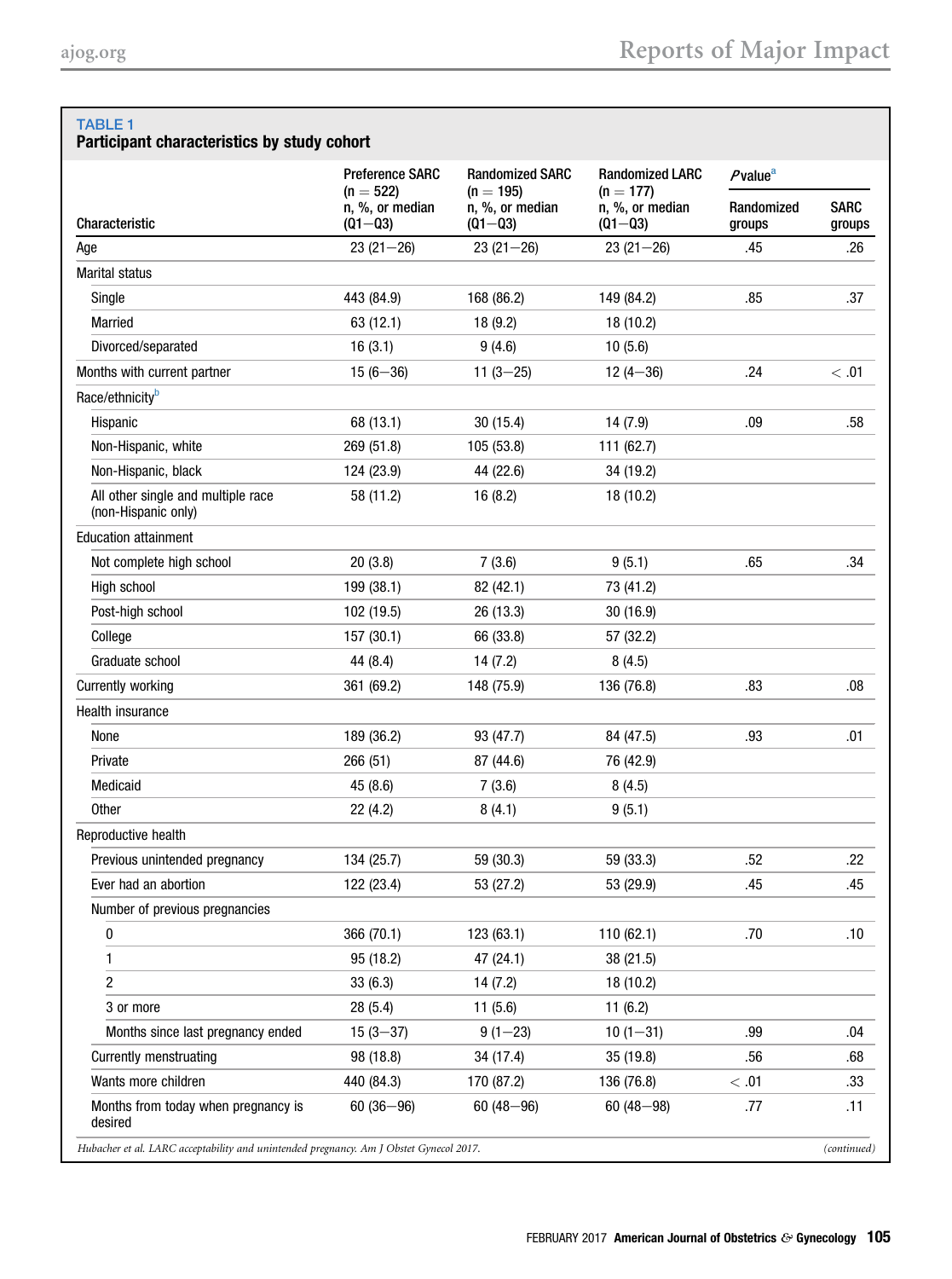**TABLE 1**
**Participant characteristics by study cohort**

| Characteristic | Preference SARC (n = 522) n, %, or median (Q1−Q3) | Randomized SARC (n = 195) n, %, or median (Q1−Q3) | Randomized LARC (n = 177) n, %, or median (Q1−Q3) | *P* value[a] | |
|---|---|---|---|---|---|
| | | | | Randomized groups | SARC groups |
| Age | 23 (21−26) | 23 (21−26) | 23 (21−26) | .45 | .26 |
| Marital status | | | | | |
| Single | 443 (84.9) | 168 (86.2) | 149 (84.2) | .85 | .37 |
| Married | 63 (12.1) | 18 (9.2) | 18 (10.2) | | |
| Divorced/separated | 16 (3.1) | 9 (4.6) | 10 (5.6) | | |
| Months with current partner | 15 (6−36) | 11 (3−25) | 12 (4−36) | .24 | < .01 |
| Race/ethnicity[b] | | | | | |
| Hispanic | 68 (13.1) | 30 (15.4) | 14 (7.9) | .09 | .58 |
| Non-Hispanic, white | 269 (51.8) | 105 (53.8) | 111 (62.7) | | |
| Non-Hispanic, black | 124 (23.9) | 44 (22.6) | 34 (19.2) | | |
| All other single and multiple race (non-Hispanic only) | 58 (11.2) | 16 (8.2) | 18 (10.2) | | |
| Education attainment | | | | | |
| Not complete high school | 20 (3.8) | 7 (3.6) | 9 (5.1) | .65 | .34 |
| High school | 199 (38.1) | 82 (42.1) | 73 (41.2) | | |
| Post-high school | 102 (19.5) | 26 (13.3) | 30 (16.9) | | |
| College | 157 (30.1) | 66 (33.8) | 57 (32.2) | | |
| Graduate school | 44 (8.4) | 14 (7.2) | 8 (4.5) | | |
| Currently working | 361 (69.2) | 148 (75.9) | 136 (76.8) | .83 | .08 |
| Health insurance | | | | | |
| None | 189 (36.2) | 93 (47.7) | 84 (47.5) | .93 | .01 |
| Private | 266 (51) | 87 (44.6) | 76 (42.9) | | |
| Medicaid | 45 (8.6) | 7 (3.6) | 8 (4.5) | | |
| Other | 22 (4.2) | 8 (4.1) | 9 (5.1) | | |
| Reproductive health | | | | | |
| Previous unintended pregnancy | 134 (25.7) | 59 (30.3) | 59 (33.3) | .52 | .22 |
| Ever had an abortion | 122 (23.4) | 53 (27.2) | 53 (29.9) | .45 | .45 |
| Number of previous pregnancies | | | | | |
| 0 | 366 (70.1) | 123 (63.1) | 110 (62.1) | .70 | .10 |
| 1 | 95 (18.2) | 47 (24.1) | 38 (21.5) | | |
| 2 | 33 (6.3) | 14 (7.2) | 18 (10.2) | | |
| 3 or more | 28 (5.4) | 11 (5.6) | 11 (6.2) | | |
| Months since last pregnancy ended | 15 (3−37) | 9 (1−23) | 10 (1−31) | .99 | .04 |
| Currently menstruating | 98 (18.8) | 34 (17.4) | 35 (19.8) | .56 | .68 |
| Wants more children | 440 (84.3) | 170 (87.2) | 136 (76.8) | < .01 | .33 |
| Months from today when pregnancy is desired | 60 (36−96) | 60 (48−96) | 60 (48−98) | .77 | .11 |

*Hubacher et al. LARC acceptability and unintended pregnancy. Am J Obstet Gynecol 2017.*

*(continued)*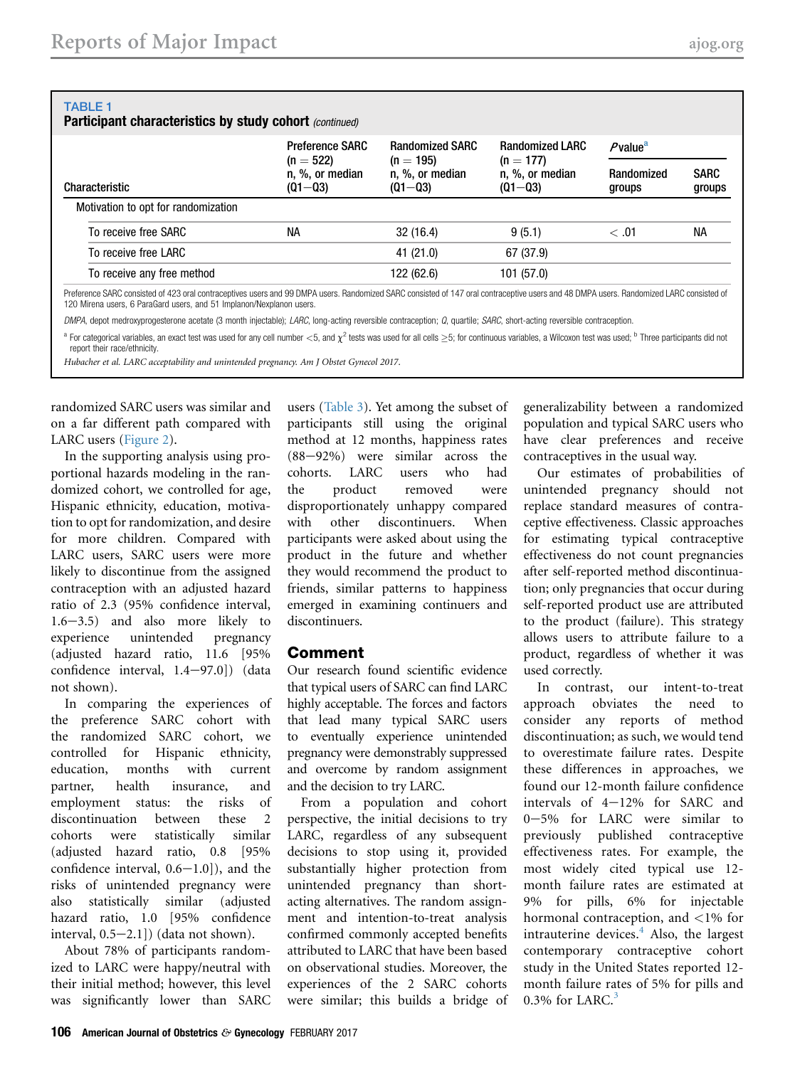**TABLE 1**
**Participant characteristics by study cohort** *(continued)*

| Characteristic | Preference SARC (n = 522) n, %, or median (Q1–Q3) | Randomized SARC (n = 195) n, %, or median (Q1–Q3) | Randomized LARC (n = 177) n, %, or median (Q1–Q3) | *P* value[a] Randomized groups | *P* value[a] SARC groups |
|---|---|---|---|---|---|
| Motivation to opt for randomization | | | | | |
| To receive free SARC | NA | 32 (16.4) | 9 (5.1) | < .01 | NA |
| To receive free LARC | | 41 (21.0) | 67 (37.9) | | |
| To receive any free method | | 122 (62.6) | 101 (57.0) | | |

Preference SARC consisted of 423 oral contraceptives users and 99 DMPA users. Randomized SARC consisted of 147 oral contraceptive users and 48 DMPA users. Randomized LARC consisted of 120 Mirena users, 6 ParaGard users, and 51 Implanon/Nexplanon users.

*DMPA*, depot medroxyprogesterone acetate (3 month injectable); *LARC*, long-acting reversible contraception; *Q*, quartile; *SARC*, short-acting reversible contraception.

[a] For categorical variables, an exact test was used for any cell number <5, and $\chi^2$ tests was used for all cells ≥5; for continuous variables, a Wilcoxon test was used; [b] Three participants did not report their race/ethnicity.

*Hubacher et al. LARC acceptability and unintended pregnancy. Am J Obstet Gynecol 2017.*

randomized SARC users was similar and on a far different path compared with LARC users (Figure 2).

In the supporting analysis using proportional hazards modeling in the randomized cohort, we controlled for age, Hispanic ethnicity, education, motivation to opt for randomization, and desire for more children. Compared with LARC users, SARC users were more likely to discontinue from the assigned contraception with an adjusted hazard ratio of 2.3 (95% confidence interval, 1.6–3.5) and also more likely to experience unintended pregnancy (adjusted hazard ratio, 11.6 [95% confidence interval, 1.4–97.0]) (data not shown).

In comparing the experiences of the preference SARC cohort with the randomized SARC cohort, we controlled for Hispanic ethnicity, education, months with current partner, health insurance, and employment status: the risks of discontinuation between these 2 cohorts were statistically similar (adjusted hazard ratio, 0.8 [95% confidence interval, 0.6–1.0]), and the risks of unintended pregnancy were also statistically similar (adjusted hazard ratio, 1.0 [95% confidence interval, 0.5–2.1]) (data not shown).

About 78% of participants randomized to LARC were happy/neutral with their initial method; however, this level was significantly lower than SARC users (Table 3). Yet among the subset of participants still using the original method at 12 months, happiness rates (88–92%) were similar across the cohorts. LARC users who had the product removed were disproportionately unhappy compared with other discontinuers. When participants were asked about using the product in the future and whether they would recommend the product to friends, similar patterns to happiness emerged in examining continuers and discontinuers.

## Comment

Our research found scientific evidence that typical users of SARC can find LARC highly acceptable. The forces and factors that lead many typical SARC users to eventually experience unintended pregnancy were demonstrably suppressed and overcome by random assignment and the decision to try LARC.

From a population and cohort perspective, the initial decisions to try LARC, regardless of any subsequent decisions to stop using it, provided substantially higher protection from unintended pregnancy than short-acting alternatives. The random assignment and intention-to-treat analysis confirmed commonly accepted benefits attributed to LARC that have been based on observational studies. Moreover, the experiences of the 2 SARC cohorts were similar; this builds a bridge of generalizability between a randomized population and typical SARC users who have clear preferences and receive contraceptives in the usual way.

Our estimates of probabilities of unintended pregnancy should not replace standard measures of contraceptive effectiveness. Classic approaches for estimating typical contraceptive effectiveness do not count pregnancies after self-reported method discontinuation; only pregnancies that occur during self-reported product use are attributed to the product (failure). This strategy allows users to attribute failure to a product, regardless of whether it was used correctly.

In contrast, our intent-to-treat approach obviates the need to consider any reports of method discontinuation; as such, we would tend to overestimate failure rates. Despite these differences in approaches, we found our 12-month failure confidence intervals of 4–12% for SARC and 0–5% for LARC were similar to previously published contraceptive effectiveness rates. For example, the most widely cited typical use 12-month failure rates are estimated at 9% for pills, 6% for injectable hormonal contraception, and <1% for intrauterine devices.[4] Also, the largest contemporary contraceptive cohort study in the United States reported 12-month failure rates of 5% for pills and 0.3% for LARC.[3]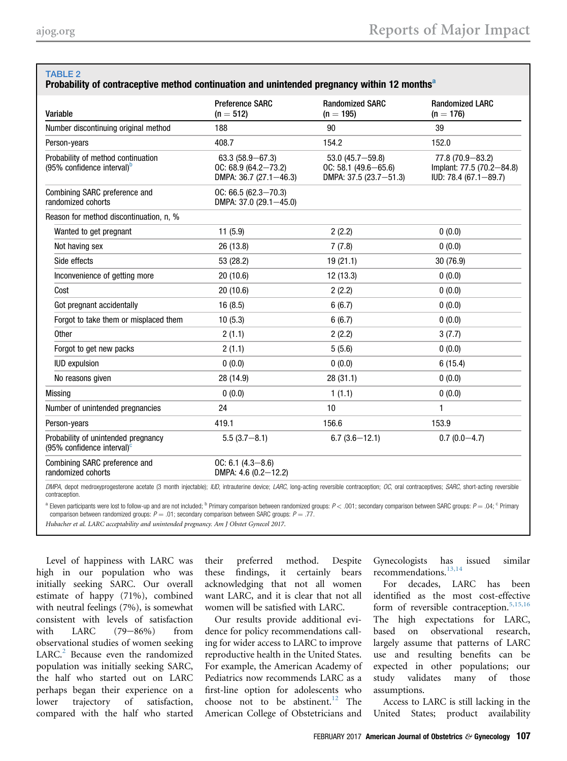**TABLE 2**
**Probability of contraceptive method continuation and unintended pregnancy within 12 months[a]**

| Variable | Preference SARC (n = 512) | Randomized SARC (n = 195) | Randomized LARC (n = 176) |
|---|---|---|---|
| Number discontinuing original method | 188 | 90 | 39 |
| Person-years | 408.7 | 154.2 | 152.0 |
| Probability of method continuation (95% confidence interval)[b] | 63.3 (58.9–67.3)<br>OC: 68.9 (64.2–73.2)<br>DMPA: 36.7 (27.1–46.3) | 53.0 (45.7–59.8)<br>OC: 58.1 (49.6–65.6)<br>DMPA: 37.5 (23.7–51.3) | 77.8 (70.9–83.2)<br>Implant: 77.5 (70.2–84.8)<br>IUD: 78.4 (67.1–89.7) |
| Combining SARC preference and randomized cohorts | OC: 66.5 (62.3–70.3)<br>DMPA: 37.0 (29.1–45.0) | | |
| Reason for method discontinuation, n, % | | | |
| Wanted to get pregnant | 11 (5.9) | 2 (2.2) | 0 (0.0) |
| Not having sex | 26 (13.8) | 7 (7.8) | 0 (0.0) |
| Side effects | 53 (28.2) | 19 (21.1) | 30 (76.9) |
| Inconvenience of getting more | 20 (10.6) | 12 (13.3) | 0 (0.0) |
| Cost | 20 (10.6) | 2 (2.2) | 0 (0.0) |
| Got pregnant accidentally | 16 (8.5) | 6 (6.7) | 0 (0.0) |
| Forgot to take them or misplaced them | 10 (5.3) | 6 (6.7) | 0 (0.0) |
| Other | 2 (1.1) | 2 (2.2) | 3 (7.7) |
| Forgot to get new packs | 2 (1.1) | 5 (5.6) | 0 (0.0) |
| IUD expulsion | 0 (0.0) | 0 (0.0) | 6 (15.4) |
| No reasons given | 28 (14.9) | 28 (31.1) | 0 (0.0) |
| Missing | 0 (0.0) | 1 (1.1) | 0 (0.0) |
| Number of unintended pregnancies | 24 | 10 | 1 |
| Person-years | 419.1 | 156.6 | 153.9 |
| Probability of unintended pregnancy (95% confidence interval)[c] | 5.5 (3.7–8.1) | 6.7 (3.6–12.1) | 0.7 (0.0–4.7) |
| Combining SARC preference and randomized cohorts | OC: 6.1 (4.3–8.6)<br>DMPA: 4.6 (0.2–12.2) | | |

*DMPA*, depot medroxyprogesterone acetate (3 month injectable); *IUD*, intrauterine device; *LARC*, long-acting reversible contraception; *OC*, oral contraceptives; *SARC*, short-acting reversible contraception.

[a] Eleven participants were lost to follow-up and are not included; [b] Primary comparison between randomized groups: $P < .001$; secondary comparison between SARC groups: $P = .04$; [c] Primary comparison between randomized groups: $P = .01$; secondary comparison between SARC groups: $P = .77$.

*Hubacher et al. LARC acceptability and unintended pregnancy. Am J Obstet Gynecol 2017.*

Level of happiness with LARC was high in our population who was initially seeking SARC. Our overall estimate of happy (71%), combined with neutral feelings (7%), is somewhat consistent with levels of satisfaction with LARC (79–86%) from observational studies of women seeking LARC.[2] Because even the randomized population was initially seeking SARC, the half who started out on LARC perhaps began their experience on a lower trajectory of satisfaction, compared with the half who started their preferred method. Despite these findings, it certainly bears acknowledging that not all women want LARC, and it is clear that not all women will be satisfied with LARC.

Our results provide additional evidence for policy recommendations calling for wider access to LARC to improve reproductive health in the United States. For example, the American Academy of Pediatrics now recommends LARC as a first-line option for adolescents who choose not to be abstinent.[12] The American College of Obstetricians and Gynecologists has issued similar recommendations.[13,14]

For decades, LARC has been identified as the most cost-effective form of reversible contraception.[5,15,16] The high expectations for LARC, based on observational research, largely assume that patterns of LARC use and resulting benefits can be expected in other populations; our study validates many of those assumptions.

Access to LARC is still lacking in the United States; product availability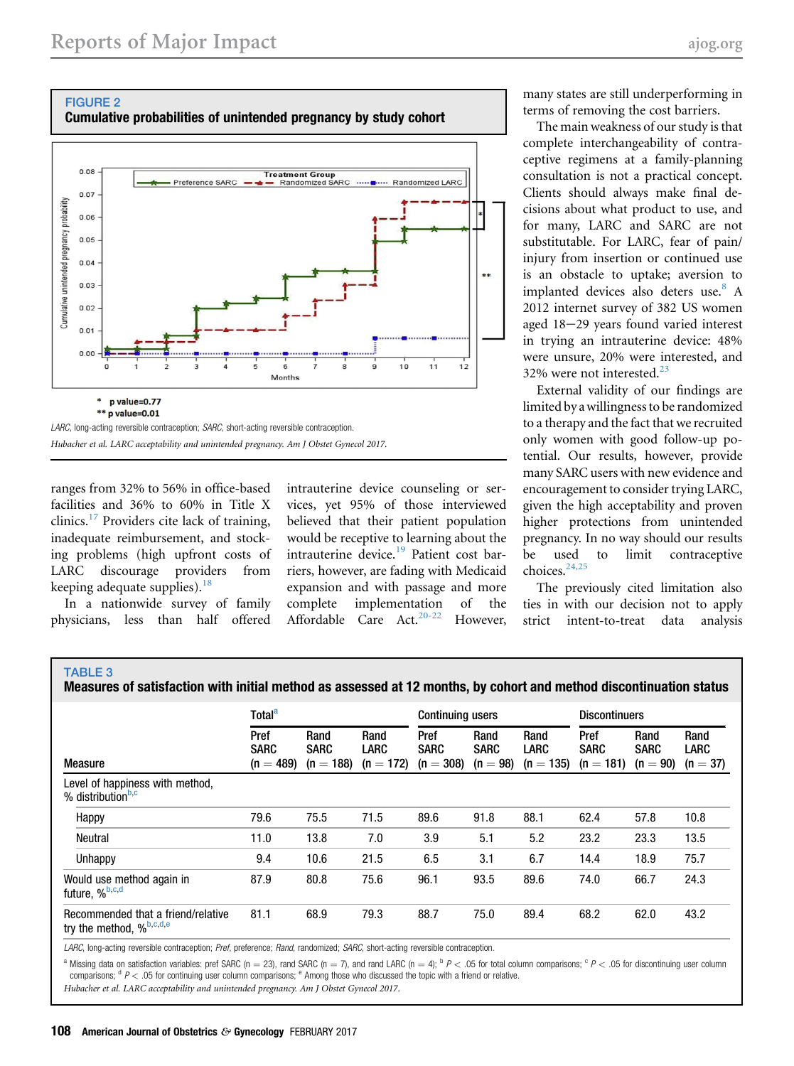**FIGURE 2**
**Cumulative probabilities of unintended pregnancy by study cohort**

\* p value=0.77
\*\* p value=0.01

*LARC*, long-acting reversible contraception; *SARC*, short-acting reversible contraception.

*Hubacher et al. LARC acceptability and unintended pregnancy. Am J Obstet Gynecol 2017.*

ranges from 32% to 56% in office-based facilities and 36% to 60% in Title X clinics.[17] Providers cite lack of training, inadequate reimbursement, and stocking problems (high upfront costs of LARC discourage providers from keeping adequate supplies).[18]

In a nationwide survey of family physicians, less than half offered intrauterine device counseling or services, yet 95% of those interviewed believed that their patient population would be receptive to learning about the intrauterine device.[19] Patient cost barriers, however, are fading with Medicaid expansion and with passage and more complete implementation of the Affordable Care Act.[20-22] However, many states are still underperforming in terms of removing the cost barriers.

The main weakness of our study is that complete interchangeability of contraceptive regimens at a family-planning consultation is not a practical concept. Clients should always make final decisions about what product to use, and for many, LARC and SARC are not substitutable. For LARC, fear of pain/injury from insertion or continued use is an obstacle to uptake; aversion to implanted devices also deters use.[8] A 2012 internet survey of 382 US women aged 18−29 years found varied interest in trying an intrauterine device: 48% were unsure, 20% were interested, and 32% were not interested.[23]

External validity of our findings are limited by a willingness to be randomized to a therapy and the fact that we recruited only women with good follow-up potential. Our results, however, provide many SARC users with new evidence and encouragement to consider trying LARC, given the high acceptability and proven higher protections from unintended pregnancy. In no way should our results be used to limit contraceptive choices.[24,25]

The previously cited limitation also ties in with our decision not to apply strict intent-to-treat data analysis

**TABLE 3**
**Measures of satisfaction with initial method as assessed at 12 months, by cohort and method discontinuation status**

| Measure | Total[a] | | | Continuing users | | | Discontinuers | | |
|---|---|---|---|---|---|---|---|---|---|
| | Pref SARC (n = 489) | Rand SARC (n = 188) | Rand LARC (n = 172) | Pref SARC (n = 308) | Rand SARC (n = 98) | Rand LARC (n = 135) | Pref SARC (n = 181) | Rand SARC (n = 90) | Rand LARC (n = 37) |
| Level of happiness with method, % distribution[b,c] | | | | | | | | | |
| Happy | 79.6 | 75.5 | 71.5 | 89.6 | 91.8 | 88.1 | 62.4 | 57.8 | 10.8 |
| Neutral | 11.0 | 13.8 | 7.0 | 3.9 | 5.1 | 5.2 | 23.2 | 23.3 | 13.5 |
| Unhappy | 9.4 | 10.6 | 21.5 | 6.5 | 3.1 | 6.7 | 14.4 | 18.9 | 75.7 |
| Would use method again in future, %[b,c,d] | 87.9 | 80.8 | 75.6 | 96.1 | 93.5 | 89.6 | 74.0 | 66.7 | 24.3 |
| Recommended that a friend/relative try the method, %[b,c,d,e] | 81.1 | 68.9 | 79.3 | 88.7 | 75.0 | 89.4 | 68.2 | 62.0 | 43.2 |

*LARC*, long-acting reversible contraception; *Pref*, preference; *Rand*, randomized; *SARC*, short-acting reversible contraception.

[a] Missing data on satisfaction variables: pref SARC (n = 23), rand SARC (n = 7), and rand LARC (n = 4); [b] $P < .05$ for total column comparisons; [c] $P < .05$ for discontinuing user column comparisons; [d] $P < .05$ for continuing user column comparisons; [e] Among those who discussed the topic with a friend or relative.

*Hubacher et al. LARC acceptability and unintended pregnancy. Am J Obstet Gynecol 2017.*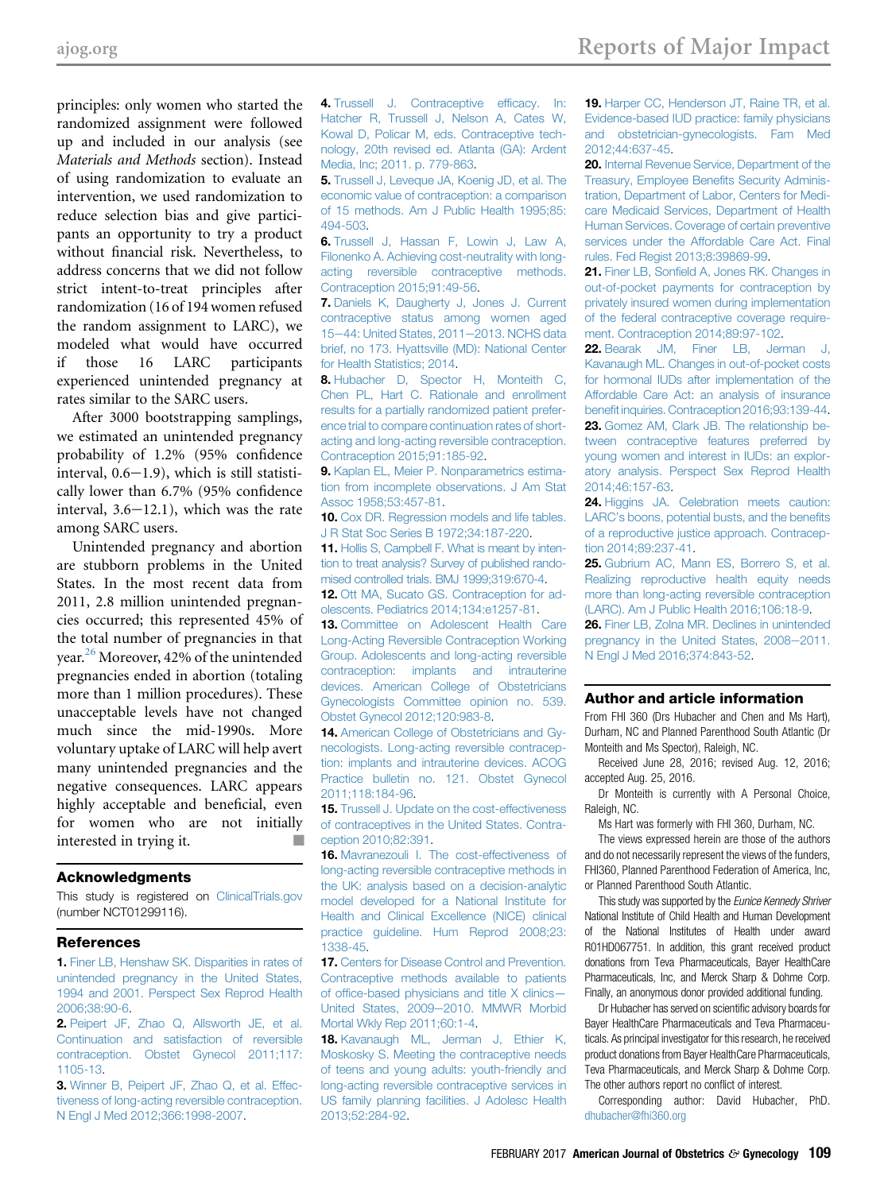principles: only women who started the randomized assignment were followed up and included in our analysis (see *Materials and Methods* section). Instead of using randomization to evaluate an intervention, we used randomization to reduce selection bias and give participants an opportunity to try a product without financial risk. Nevertheless, to address concerns that we did not follow strict intent-to-treat principles after randomization (16 of 194 women refused the random assignment to LARC), we modeled what would have occurred if those 16 LARC participants experienced unintended pregnancy at rates similar to the SARC users.

After 3000 bootstrapping samplings, we estimated an unintended pregnancy probability of 1.2% (95% confidence interval, 0.6−1.9), which is still statistically lower than 6.7% (95% confidence interval, 3.6−12.1), which was the rate among SARC users.

Unintended pregnancy and abortion are stubborn problems in the United States. In the most recent data from 2011, 2.8 million unintended pregnancies occurred; this represented 45% of the total number of pregnancies in that year.[26] Moreover, 42% of the unintended pregnancies ended in abortion (totaling more than 1 million procedures). These unacceptable levels have not changed much since the mid-1990s. More voluntary uptake of LARC will help avert many unintended pregnancies and the negative consequences. LARC appears highly acceptable and beneficial, even for women who are not initially interested in trying it. ■

## Acknowledgments

This study is registered on ClinicalTrials.gov (number NCT01299116).

## References

1. Finer LB, Henshaw SK. Disparities in rates of unintended pregnancy in the United States, 1994 and 2001. Perspect Sex Reprod Health 2006;38:90-6.
2. Peipert JF, Zhao Q, Allsworth JE, et al. Continuation and satisfaction of reversible contraception. Obstet Gynecol 2011;117:1105-13.
3. Winner B, Peipert JF, Zhao Q, et al. Effectiveness of long-acting reversible contraception. N Engl J Med 2012;366:1998-2007.
4. Trussell J. Contraceptive efficacy. In: Hatcher R, Trussell J, Nelson A, Cates W, Kowal D, Policar M, eds. Contraceptive technology, 20th revised ed. Atlanta (GA): Ardent Media, Inc; 2011. p. 779-863.
5. Trussell J, Leveque JA, Koenig JD, et al. The economic value of contraception: a comparison of 15 methods. Am J Public Health 1995;85:494-503.
6. Trussell J, Hassan F, Lowin J, Law A, Filonenko A. Achieving cost-neutrality with long-acting reversible contraceptive methods. Contraception 2015;91:49-56.
7. Daniels K, Daugherty J, Jones J. Current contraceptive status among women aged 15—44: United States, 2011—2013. NCHS data brief, no 173. Hyattsville (MD): National Center for Health Statistics; 2014.
8. Hubacher D, Spector H, Monteith C, Chen PL, Hart C. Rationale and enrollment results for a partially randomized patient preference trial to compare continuation rates of short-acting and long-acting reversible contraception. Contraception 2015;91:185-92.
9. Kaplan EL, Meier P. Nonparametrics estimation from incomplete observations. J Am Stat Assoc 1958;53:457-81.
10. Cox DR. Regression models and life tables. J R Stat Soc Series B 1972;34:187-220.
11. Hollis S, Campbell F. What is meant by intention to treat analysis? Survey of published randomised controlled trials. BMJ 1999;319:670-4.
12. Ott MA, Sucato GS. Contraception for adolescents. Pediatrics 2014;134:e1257-81.
13. Committee on Adolescent Health Care Long-Acting Reversible Contraception Working Group. Adolescents and long-acting reversible contraception: implants and intrauterine devices. American College of Obstetricians Gynecologists Committee opinion no. 539. Obstet Gynecol 2012;120:983-8.
14. American College of Obstetricians and Gynecologists. Long-acting reversible contraception: implants and intrauterine devices. ACOG Practice bulletin no. 121. Obstet Gynecol 2011;118:184-96.
15. Trussell J. Update on the cost-effectiveness of contraceptives in the United States. Contraception 2010;82:391.
16. Mavranezouli I. The cost-effectiveness of long-acting reversible contraceptive methods in the UK: analysis based on a decision-analytic model developed for a National Institute for Health and Clinical Excellence (NICE) clinical practice guideline. Hum Reprod 2008;23:1338-45.
17. Centers for Disease Control and Prevention. Contraceptive methods available to patients of office-based physicians and title X clinics—United States, 2009—2010. MMWR Morbid Mortal Wkly Rep 2011;60:1-4.
18. Kavanaugh ML, Jerman J, Ethier K, Moskosky S. Meeting the contraceptive needs of teens and young adults: youth-friendly and long-acting reversible contraceptive services in US family planning facilities. J Adolesc Health 2013;52:284-92.
19. Harper CC, Henderson JT, Raine TR, et al. Evidence-based IUD practice: family physicians and obstetrician-gynecologists. Fam Med 2012;44:637-45.
20. Internal Revenue Service, Department of the Treasury, Employee Benefits Security Administration, Department of Labor, Centers for Medicare Medicaid Services, Department of Health Human Services. Coverage of certain preventive services under the Affordable Care Act. Final rules. Fed Regist 2013;8:39869-99.
21. Finer LB, Sonfield A, Jones RK. Changes in out-of-pocket payments for contraception by privately insured women during implementation of the federal contraceptive coverage requirement. Contraception 2014;89:97-102.
22. Bearak JM, Finer LB, Jerman J, Kavanaugh ML. Changes in out-of-pocket costs for hormonal IUDs after implementation of the Affordable Care Act: an analysis of insurance benefit inquiries. Contraception 2016;93:139-44.
23. Gomez AM, Clark JB. The relationship between contraceptive features preferred by young women and interest in IUDs: an exploratory analysis. Perspect Sex Reprod Health 2014;46:157-63.
24. Higgins JA. Celebration meets caution: LARC's boons, potential busts, and the benefits of a reproductive justice approach. Contraception 2014;89:237-41.
25. Gubrium AC, Mann ES, Borrero S, et al. Realizing reproductive health equity needs more than long-acting reversible contraception (LARC). Am J Public Health 2016;106:18-9.
26. Finer LB, Zolna MR. Declines in unintended pregnancy in the United States, 2008—2011. N Engl J Med 2016;374:843-52.

## Author and article information

From FHI 360 (Drs Hubacher and Chen and Ms Hart), Durham, NC and Planned Parenthood South Atlantic (Dr Monteith and Ms Spector), Raleigh, NC.

Received June 28, 2016; revised Aug. 12, 2016; accepted Aug. 25, 2016.

Dr Monteith is currently with A Personal Choice, Raleigh, NC.

Ms Hart was formerly with FHI 360, Durham, NC.

The views expressed herein are those of the authors and do not necessarily represent the views of the funders, FHI360, Planned Parenthood Federation of America, Inc, or Planned Parenthood South Atlantic.

This study was supported by the *Eunice Kennedy Shriver* National Institute of Child Health and Human Development of the National Institutes of Health under award R01HD067751. In addition, this grant received product donations from Teva Pharmaceuticals, Bayer HealthCare Pharmaceuticals, Inc, and Merck Sharp & Dohme Corp. Finally, an anonymous donor provided additional funding.

Dr Hubacher has served on scientific advisory boards for Bayer HealthCare Pharmaceuticals and Teva Pharmaceuticals. As principal investigator for this research, he received product donations from Bayer HealthCare Pharmaceuticals, Teva Pharmaceuticals, and Merck Sharp & Dohme Corp. The other authors report no conflict of interest.

Corresponding author: David Hubacher, PhD. dhubacher@fhi360.org